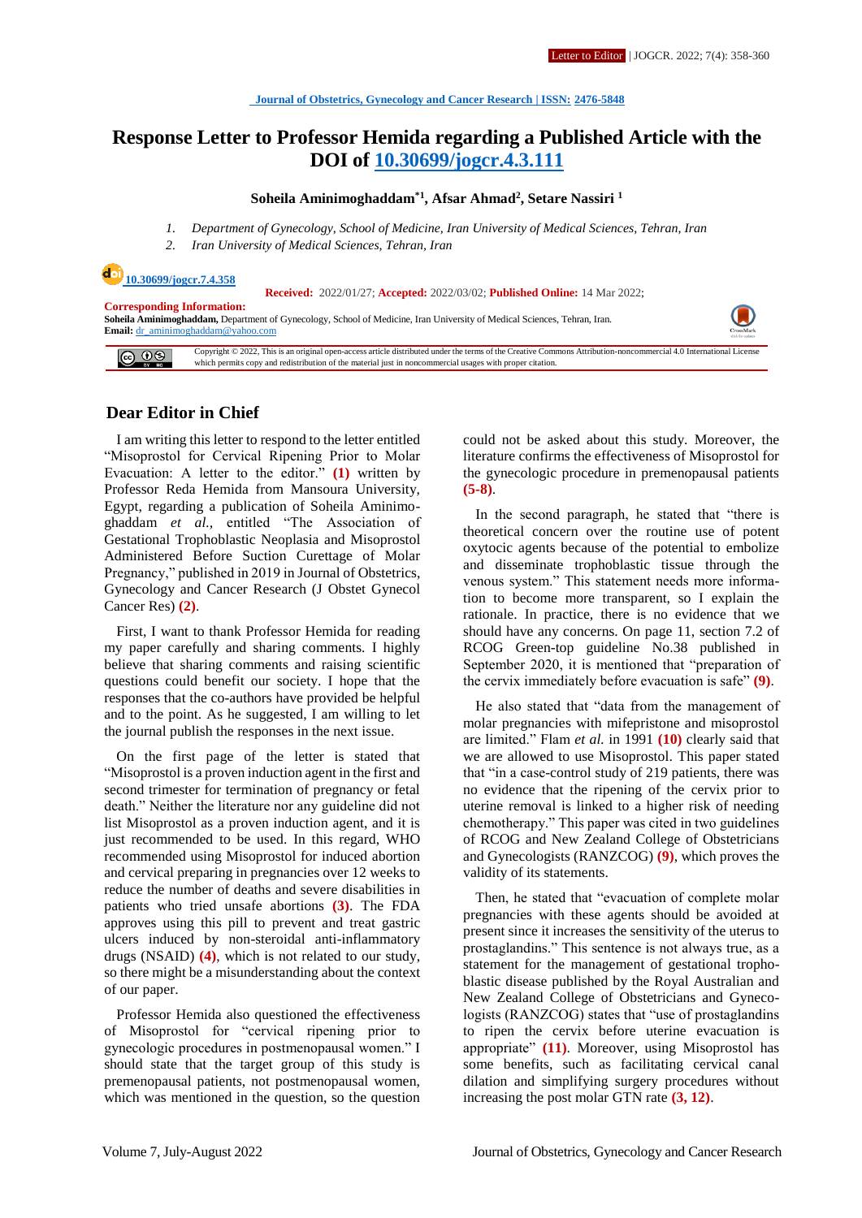Journal of Obstetrics, Gynecology and Cancer Research | ISSN: 2476-5848

# Response Letter to Professor Hemida regarding a Published Article with the DOI of 10.30699/jogcr.4.3.111

**Soheila Aminimoghaddam[*1], Afsar Ahmad[2], Setare Nassiri [1]**

1. *Department of Gynecology, School of Medicine, Iran University of Medical Sciences, Tehran, Iran*
2. *Iran University of Medical Sciences, Tehran, Iran*

10.30699/jogcr.7.4.358

**Received:** 2022/01/27; **Accepted:** 2022/03/02; **Published Online:** 14 Mar 2022;

**Corresponding Information:**
**Soheila Aminimoghaddam,** Department of Gynecology, School of Medicine, Iran University of Medical Sciences, Tehran, Iran.
**Email:** dr_aminimoghaddam@yahoo.com

Copyright © 2022, This is an original open-access article distributed under the terms of the Creative Commons Attribution-noncommercial 4.0 International License which permits copy and redistribution of the material just in noncommercial usages with proper citation.

## Dear Editor in Chief

I am writing this letter to respond to the letter entitled "Misoprostol for Cervical Ripening Prior to Molar Evacuation: A letter to the editor." **(1)** written by Professor Reda Hemida from Mansoura University, Egypt, regarding a publication of Soheila Aminimoghaddam *et al.,* entitled "The Association of Gestational Trophoblastic Neoplasia and Misoprostol Administered Before Suction Curettage of Molar Pregnancy," published in 2019 in Journal of Obstetrics, Gynecology and Cancer Research (J Obstet Gynecol Cancer Res) **(2)**.

First, I want to thank Professor Hemida for reading my paper carefully and sharing comments. I highly believe that sharing comments and raising scientific questions could benefit our society. I hope that the responses that the co-authors have provided be helpful and to the point. As he suggested, I am willing to let the journal publish the responses in the next issue.

On the first page of the letter is stated that "Misoprostol is a proven induction agent in the first and second trimester for termination of pregnancy or fetal death." Neither the literature nor any guideline did not list Misoprostol as a proven induction agent, and it is just recommended to be used. In this regard, WHO recommended using Misoprostol for induced abortion and cervical preparing in pregnancies over 12 weeks to reduce the number of deaths and severe disabilities in patients who tried unsafe abortions **(3)**. The FDA approves using this pill to prevent and treat gastric ulcers induced by non-steroidal anti-inflammatory drugs (NSAID) **(4)**, which is not related to our study, so there might be a misunderstanding about the context of our paper.

Professor Hemida also questioned the effectiveness of Misoprostol for "cervical ripening prior to gynecologic procedures in postmenopausal women." I should state that the target group of this study is premenopausal patients, not postmenopausal women, which was mentioned in the question, so the question could not be asked about this study. Moreover, the literature confirms the effectiveness of Misoprostol for the gynecologic procedure in premenopausal patients **(5-8)**.

In the second paragraph, he stated that "there is theoretical concern over the routine use of potent oxytocic agents because of the potential to embolize and disseminate trophoblastic tissue through the venous system." This statement needs more information to become more transparent, so I explain the rationale. In practice, there is no evidence that we should have any concerns. On page 11, section 7.2 of RCOG Green-top guideline No.38 published in September 2020, it is mentioned that "preparation of the cervix immediately before evacuation is safe" **(9)**.

He also stated that "data from the management of molar pregnancies with mifepristone and misoprostol are limited." Flam *et al.* in 1991 **(10)** clearly said that we are allowed to use Misoprostol. This paper stated that "in a case-control study of 219 patients, there was no evidence that the ripening of the cervix prior to uterine removal is linked to a higher risk of needing chemotherapy." This paper was cited in two guidelines of RCOG and New Zealand College of Obstetricians and Gynecologists (RANZCOG) **(9)**, which proves the validity of its statements.

Then, he stated that "evacuation of complete molar pregnancies with these agents should be avoided at present since it increases the sensitivity of the uterus to prostaglandins." This sentence is not always true, as a statement for the management of gestational trophoblastic disease published by the Royal Australian and New Zealand College of Obstetricians and Gynecologists (RANZCOG) states that "use of prostaglandins to ripen the cervix before uterine evacuation is appropriate" **(11)**. Moreover, using Misoprostol has some benefits, such as facilitating cervical canal dilation and simplifying surgery procedures without increasing the post molar GTN rate **(3, 12)**.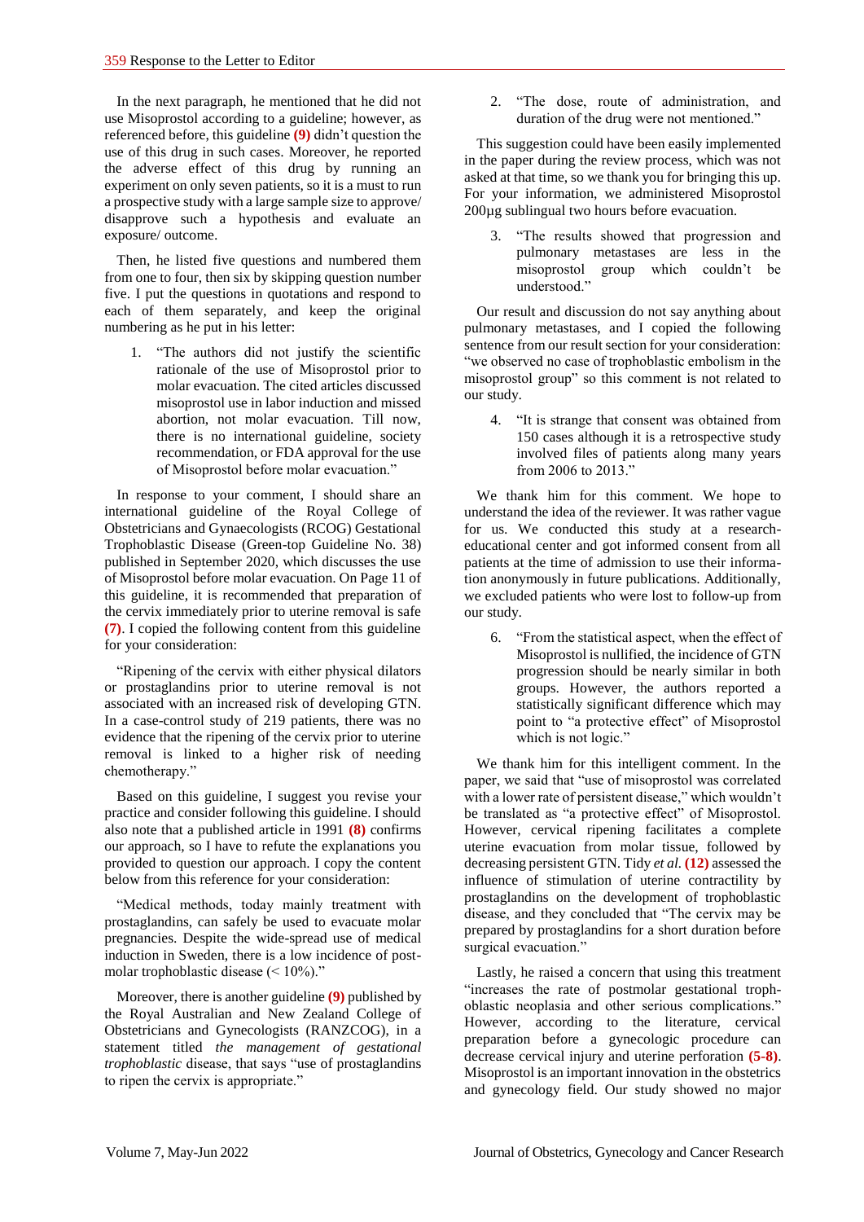In the next paragraph, he mentioned that he did not use Misoprostol according to a guideline; however, as referenced before, this guideline **(9)** didn't question the use of this drug in such cases. Moreover, he reported the adverse effect of this drug by running an experiment on only seven patients, so it is a must to run a prospective study with a large sample size to approve/ disapprove such a hypothesis and evaluate an exposure/ outcome.

Then, he listed five questions and numbered them from one to four, then six by skipping question number five. I put the questions in quotations and respond to each of them separately, and keep the original numbering as he put in his letter:

1. "The authors did not justify the scientific rationale of the use of Misoprostol prior to molar evacuation. The cited articles discussed misoprostol use in labor induction and missed abortion, not molar evacuation. Till now, there is no international guideline, society recommendation, or FDA approval for the use of Misoprostol before molar evacuation."

In response to your comment, I should share an international guideline of the Royal College of Obstetricians and Gynaecologists (RCOG) Gestational Trophoblastic Disease (Green-top Guideline No. 38) published in September 2020, which discusses the use of Misoprostol before molar evacuation. On Page 11 of this guideline, it is recommended that preparation of the cervix immediately prior to uterine removal is safe **(7)**. I copied the following content from this guideline for your consideration:

"Ripening of the cervix with either physical dilators or prostaglandins prior to uterine removal is not associated with an increased risk of developing GTN. In a case-control study of 219 patients, there was no evidence that the ripening of the cervix prior to uterine removal is linked to a higher risk of needing chemotherapy."

Based on this guideline, I suggest you revise your practice and consider following this guideline. I should also note that a published article in 1991 **(8)** confirms our approach, so I have to refute the explanations you provided to question our approach. I copy the content below from this reference for your consideration:

"Medical methods, today mainly treatment with prostaglandins, can safely be used to evacuate molar pregnancies. Despite the wide-spread use of medical induction in Sweden, there is a low incidence of post-molar trophoblastic disease (< 10%)."

Moreover, there is another guideline **(9)** published by the Royal Australian and New Zealand College of Obstetricians and Gynecologists (RANZCOG), in a statement titled *the management of gestational trophoblastic* disease, that says "use of prostaglandins to ripen the cervix is appropriate."

2. "The dose, route of administration, and duration of the drug were not mentioned."

This suggestion could have been easily implemented in the paper during the review process, which was not asked at that time, so we thank you for bringing this up. For your information, we administered Misoprostol 200μg sublingual two hours before evacuation.

3. "The results showed that progression and pulmonary metastases are less in the misoprostol group which couldn't be understood."

Our result and discussion do not say anything about pulmonary metastases, and I copied the following sentence from our result section for your consideration: "we observed no case of trophoblastic embolism in the misoprostol group" so this comment is not related to our study.

4. "It is strange that consent was obtained from 150 cases although it is a retrospective study involved files of patients along many years from 2006 to 2013."

We thank him for this comment. We hope to understand the idea of the reviewer. It was rather vague for us. We conducted this study at a research-educational center and got informed consent from all patients at the time of admission to use their information anonymously in future publications. Additionally, we excluded patients who were lost to follow-up from our study.

6. "From the statistical aspect, when the effect of Misoprostol is nullified, the incidence of GTN progression should be nearly similar in both groups. However, the authors reported a statistically significant difference which may point to "a protective effect" of Misoprostol which is not logic."

We thank him for this intelligent comment. In the paper, we said that "use of misoprostol was correlated with a lower rate of persistent disease," which wouldn't be translated as "a protective effect" of Misoprostol. However, cervical ripening facilitates a complete uterine evacuation from molar tissue, followed by decreasing persistent GTN. Tidy *et al.* **(12)** assessed the influence of stimulation of uterine contractility by prostaglandins on the development of trophoblastic disease, and they concluded that "The cervix may be prepared by prostaglandins for a short duration before surgical evacuation."

Lastly, he raised a concern that using this treatment "increases the rate of postmolar gestational trophoblastic neoplasia and other serious complications." However, according to the literature, cervical preparation before a gynecologic procedure can decrease cervical injury and uterine perforation **(5-8)**. Misoprostol is an important innovation in the obstetrics and gynecology field. Our study showed no major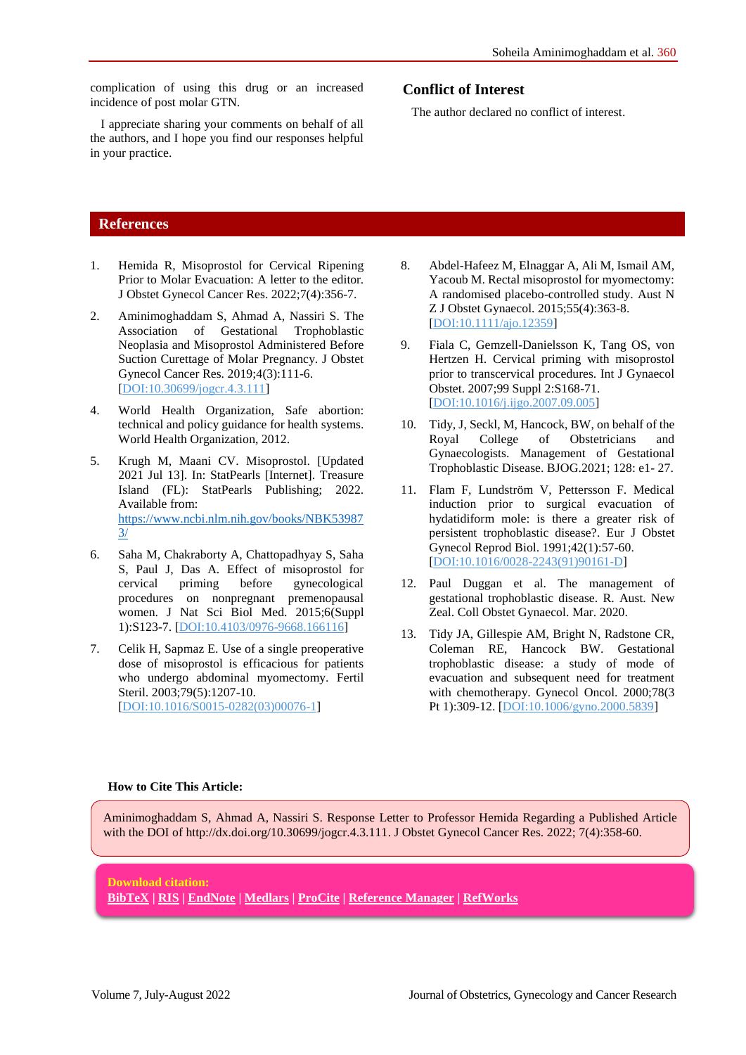complication of using this drug or an increased incidence of post molar GTN.

I appreciate sharing your comments on behalf of all the authors, and I hope you find our responses helpful in your practice.

## Conflict of Interest

The author declared no conflict of interest.

## References

1. Hemida R, Misoprostol for Cervical Ripening Prior to Molar Evacuation: A letter to the editor. J Obstet Gynecol Cancer Res. 2022;7(4):356-7.
2. Aminimoghaddam S, Ahmad A, Nassiri S. The Association of Gestational Trophoblastic Neoplasia and Misoprostol Administered Before Suction Curettage of Molar Pregnancy. J Obstet Gynecol Cancer Res. 2019;4(3):111-6. [DOI:10.30699/jogcr.4.3.111]
4. World Health Organization, Safe abortion: technical and policy guidance for health systems. World Health Organization, 2012.
5. Krugh M, Maani CV. Misoprostol. [Updated 2021 Jul 13]. In: StatPearls [Internet]. Treasure Island (FL): StatPearls Publishing; 2022. Available from: https://www.ncbi.nlm.nih.gov/books/NBK539873/
6. Saha M, Chakraborty A, Chattopadhyay S, Saha S, Paul J, Das A. Effect of misoprostol for cervical priming before gynecological procedures on nonpregnant premenopausal women. J Nat Sci Biol Med. 2015;6(Suppl 1):S123-7. [DOI:10.4103/0976-9668.166116]
7. Celik H, Sapmaz E. Use of a single preoperative dose of misoprostol is efficacious for patients who undergo abdominal myomectomy. Fertil Steril. 2003;79(5):1207-10. [DOI:10.1016/S0015-0282(03)00076-1]
8. Abdel-Hafeez M, Elnaggar A, Ali M, Ismail AM, Yacoub M. Rectal misoprostol for myomectomy: A randomised placebo-controlled study. Aust N Z J Obstet Gynaecol. 2015;55(4):363-8. [DOI:10.1111/ajo.12359]
9. Fiala C, Gemzell-Danielsson K, Tang OS, von Hertzen H. Cervical priming with misoprostol prior to transcervical procedures. Int J Gynaecol Obstet. 2007;99 Suppl 2:S168-71. [DOI:10.1016/j.ijgo.2007.09.005]
10. Tidy, J, Seckl, M, Hancock, BW, on behalf of the Royal College of Obstetricians and Gynaecologists. Management of Gestational Trophoblastic Disease. BJOG.2021; 128: e1- 27.
11. Flam F, Lundström V, Pettersson F. Medical induction prior to surgical evacuation of hydatidiform mole: is there a greater risk of persistent trophoblastic disease?. Eur J Obstet Gynecol Reprod Biol. 1991;42(1):57-60. [DOI:10.1016/0028-2243(91)90161-D]
12. Paul Duggan et al. The management of gestational trophoblastic disease. R. Aust. New Zeal. Coll Obstet Gynaecol. Mar. 2020.
13. Tidy JA, Gillespie AM, Bright N, Radstone CR, Coleman RE, Hancock BW. Gestational trophoblastic disease: a study of mode of evacuation and subsequent need for treatment with chemotherapy. Gynecol Oncol. 2000;78(3 Pt 1):309-12. [DOI:10.1006/gyno.2000.5839]

**How to Cite This Article:**

Aminimoghaddam S, Ahmad A, Nassiri S. Response Letter to Professor Hemida Regarding a Published Article with the DOI of http://dx.doi.org/10.30699/jogcr.4.3.111. J Obstet Gynecol Cancer Res. 2022; 7(4):358-60.

**Download citation:**
**BibTeX | RIS | EndNote | Medlars | ProCite | Reference Manager | RefWorks**